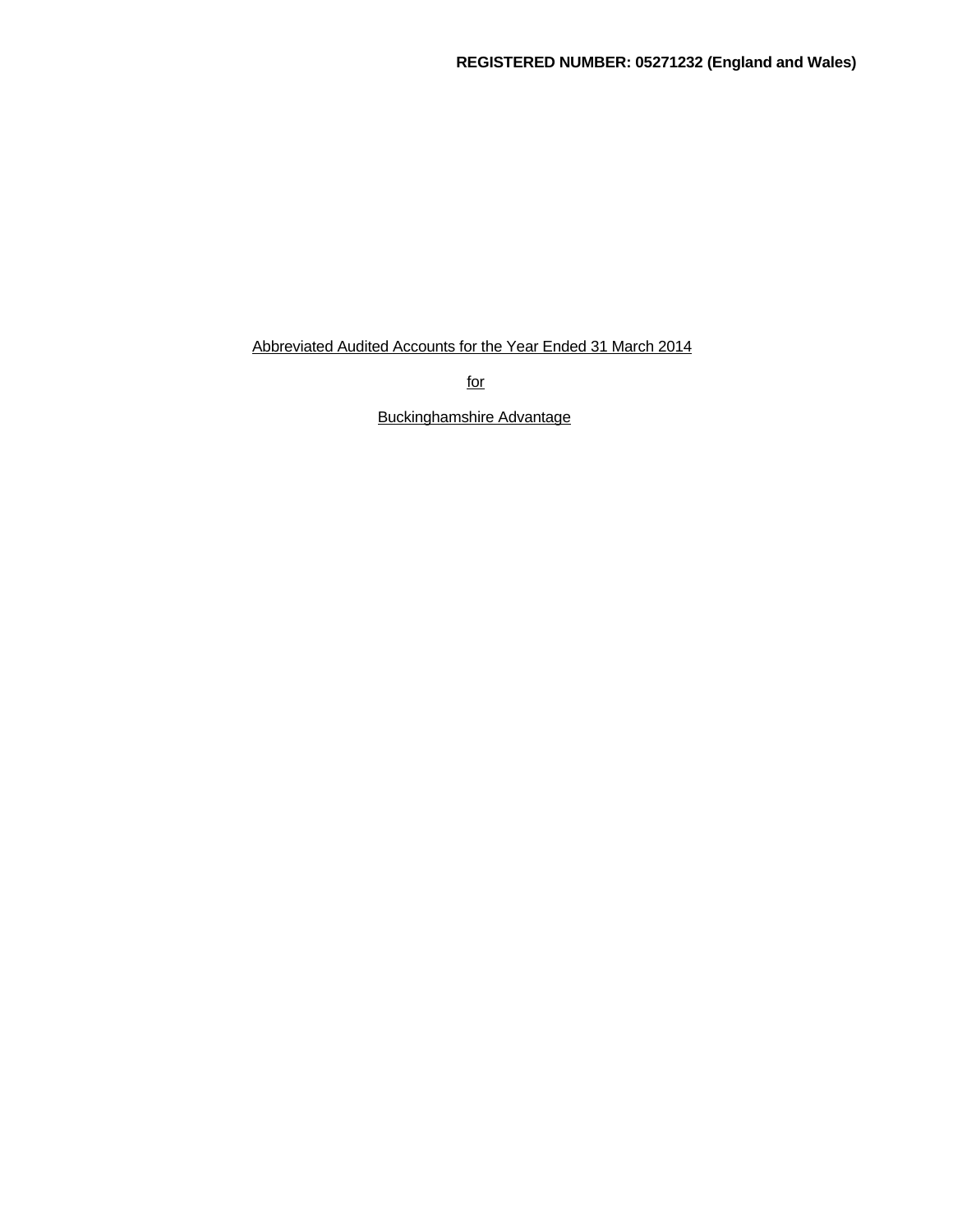**REGISTERED NUMBER: 05271232 (England and Wales)**

Abbreviated Audited Accounts for the Year Ended 31 March 2014

for

Buckinghamshire Advantage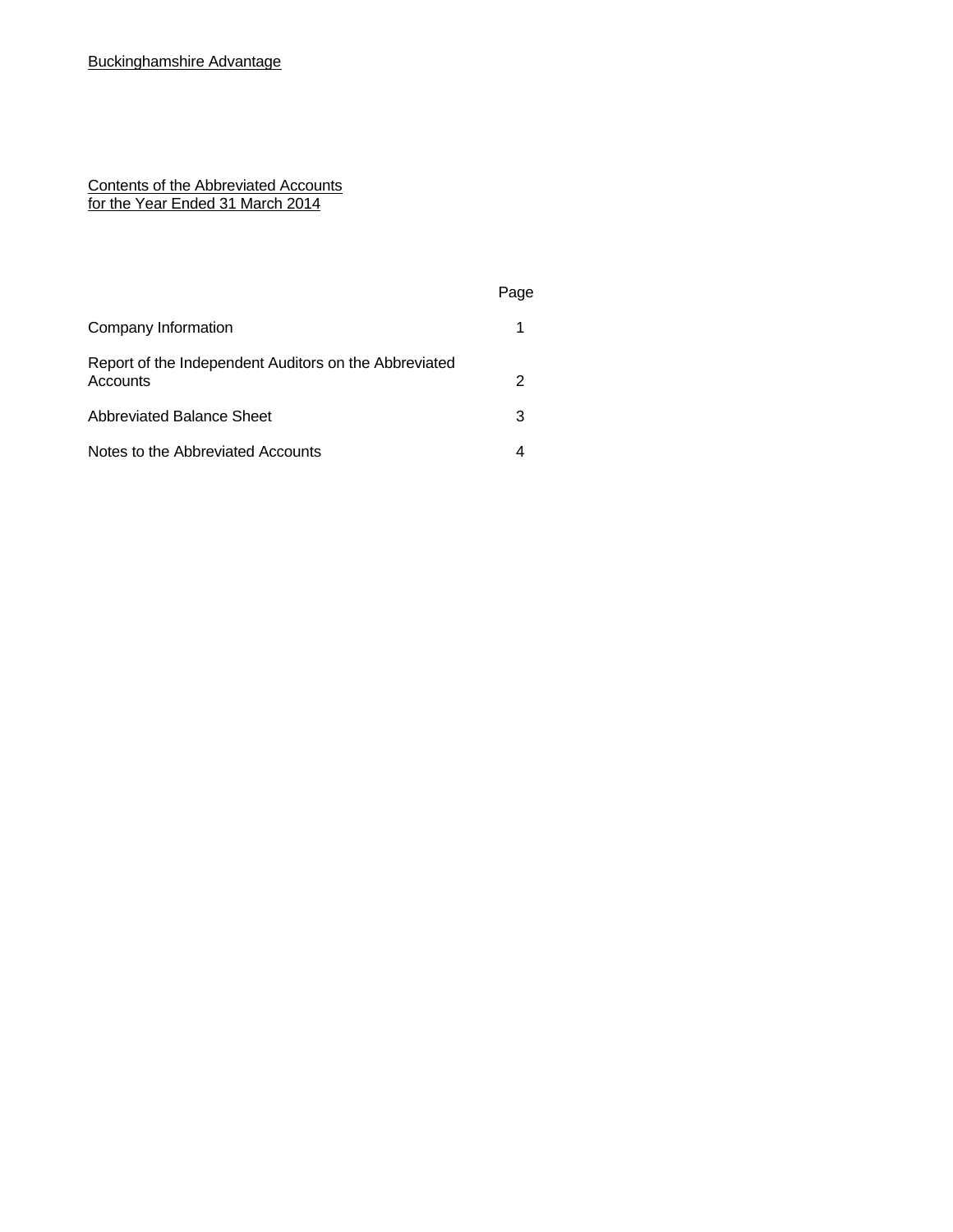Buckinghamshire Advantage

## Contents of the Abbreviated Accounts for the Year Ended 31 March 2014

| | Page |
|---|---|
| Company Information | 1 |
| Report of the Independent Auditors on the Abbreviated Accounts | 2 |
| Abbreviated Balance Sheet | 3 |
| Notes to the Abbreviated Accounts | 4 |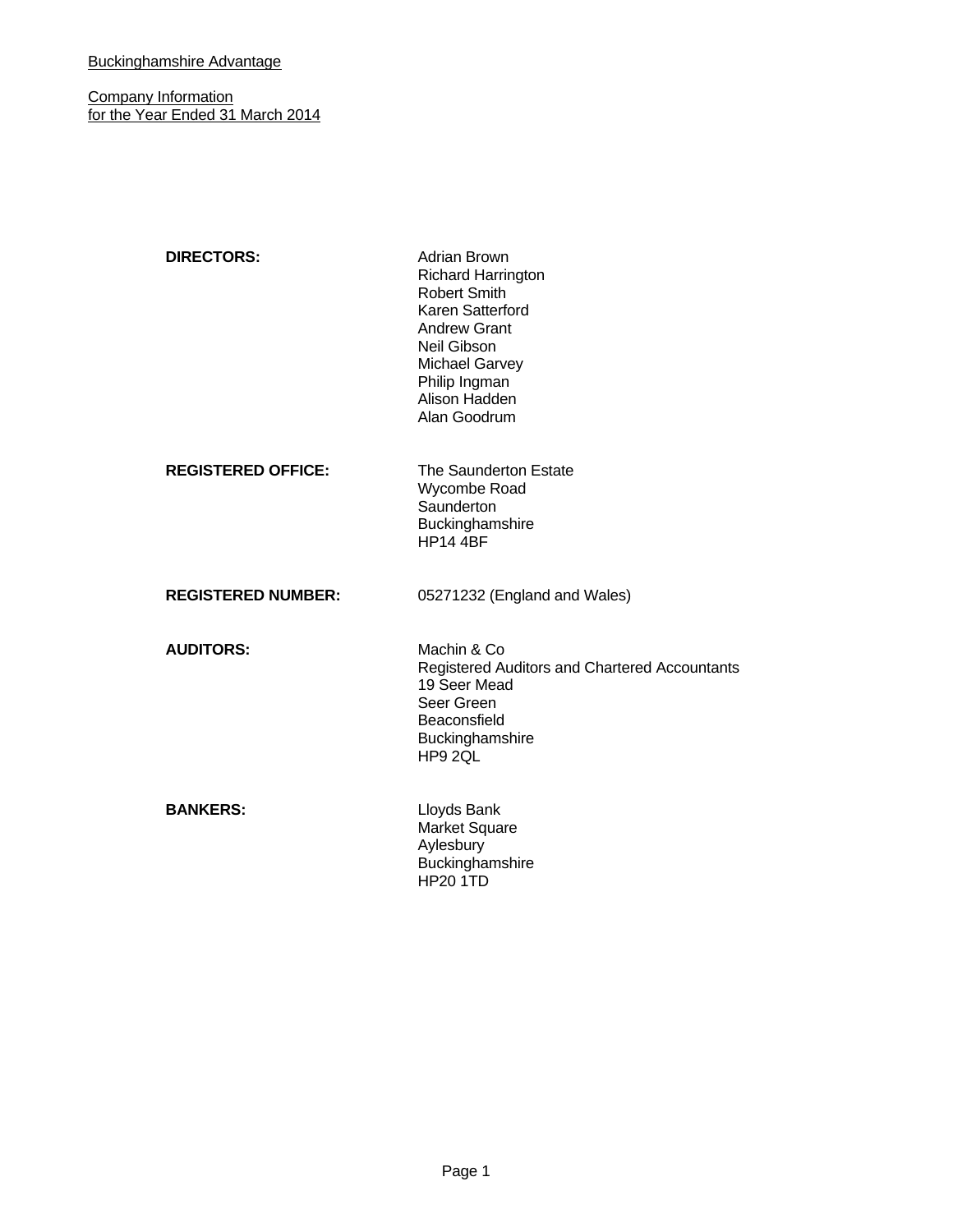Buckingham­shire Advantage

Company Information
for the Year Ended 31 March 2014

| | |
|---|---|
| **DIRECTORS:** | Adrian Brown<br>Richard Harrington<br>Robert Smith<br>Karen Satterford<br>Andrew Grant<br>Neil Gibson<br>Michael Garvey<br>Philip Ingman<br>Alison Hadden<br>Alan Goodrum |
| **REGISTERED OFFICE:** | The Saunderton Estate<br>Wycombe Road<br>Saunderton<br>Buckinghamshire<br>HP14 4BF |
| **REGISTERED NUMBER:** | 05271232 (England and Wales) |
| **AUDITORS:** | Machin & Co<br>Registered Auditors and Chartered Accountants<br>19 Seer Mead<br>Seer Green<br>Beaconsfield<br>Buckinghamshire<br>HP9 2QL |
| **BANKERS:** | Lloyds Bank<br>Market Square<br>Aylesbury<br>Buckinghamshire<br>HP20 1TD |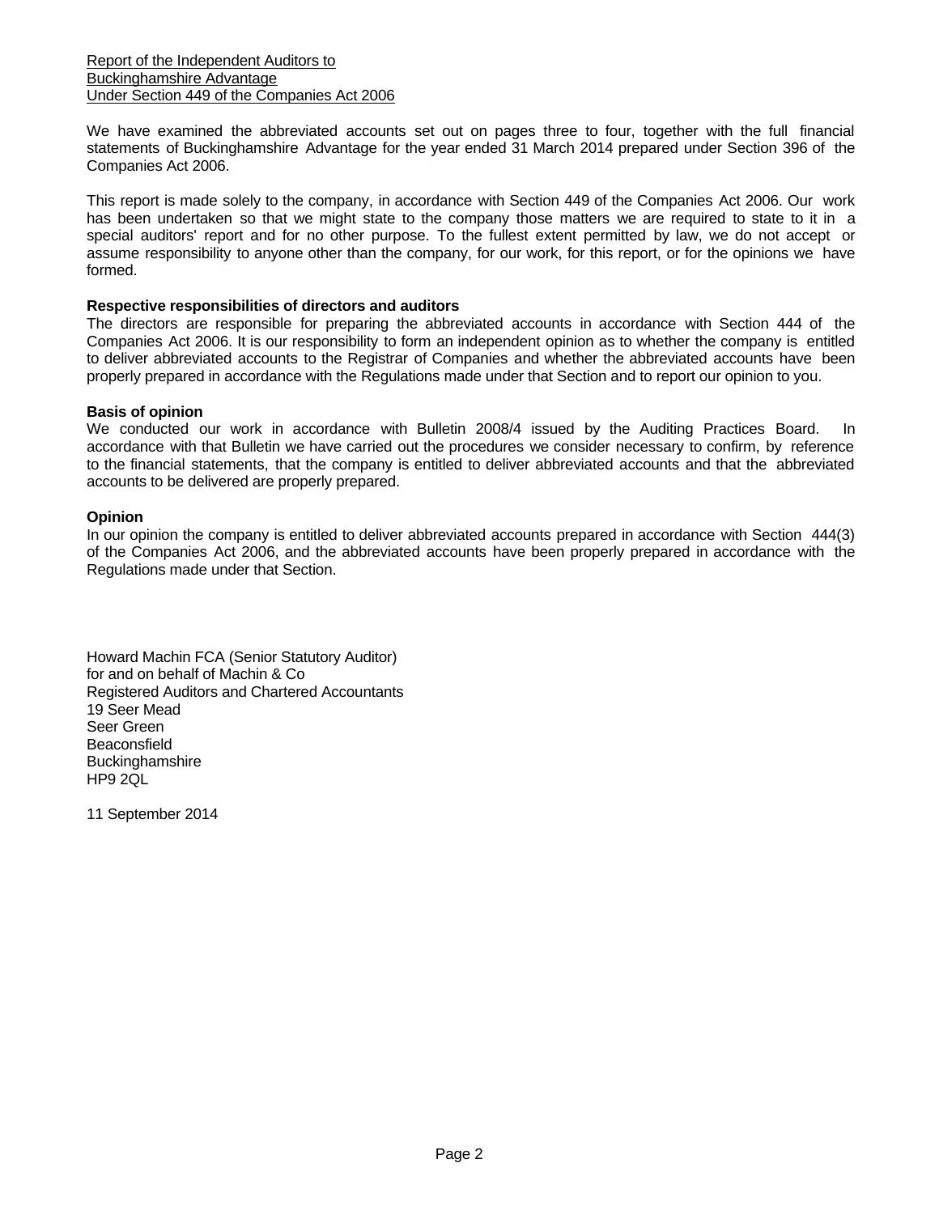Report of the Independent Auditors to
Buckinghamshire Advantage
Under Section 449 of the Companies Act 2006

We have examined the abbreviated accounts set out on pages three to four, together with the full financial statements of Buckinghamshire Advantage for the year ended 31 March 2014 prepared under Section 396 of the Companies Act 2006.

This report is made solely to the company, in accordance with Section 449 of the Companies Act 2006. Our work has been undertaken so that we might state to the company those matters we are required to state to it in a special auditors' report and for no other purpose. To the fullest extent permitted by law, we do not accept or assume responsibility to anyone other than the company, for our work, for this report, or for the opinions we have formed.

**Respective responsibilities of directors and auditors**

The directors are responsible for preparing the abbreviated accounts in accordance with Section 444 of the Companies Act 2006. It is our responsibility to form an independent opinion as to whether the company is entitled to deliver abbreviated accounts to the Registrar of Companies and whether the abbreviated accounts have been properly prepared in accordance with the Regulations made under that Section and to report our opinion to you.

**Basis of opinion**

We conducted our work in accordance with Bulletin 2008/4 issued by the Auditing Practices Board. In accordance with that Bulletin we have carried out the procedures we consider necessary to confirm, by reference to the financial statements, that the company is entitled to deliver abbreviated accounts and that the abbreviated accounts to be delivered are properly prepared.

**Opinion**

In our opinion the company is entitled to deliver abbreviated accounts prepared in accordance with Section 444(3) of the Companies Act 2006, and the abbreviated accounts have been properly prepared in accordance with the Regulations made under that Section.

Howard Machin FCA (Senior Statutory Auditor)
for and on behalf of Machin & Co
Registered Auditors and Chartered Accountants
19 Seer Mead
Seer Green
Beaconsfield
Buckinghamshire
HP9 2QL

11 September 2014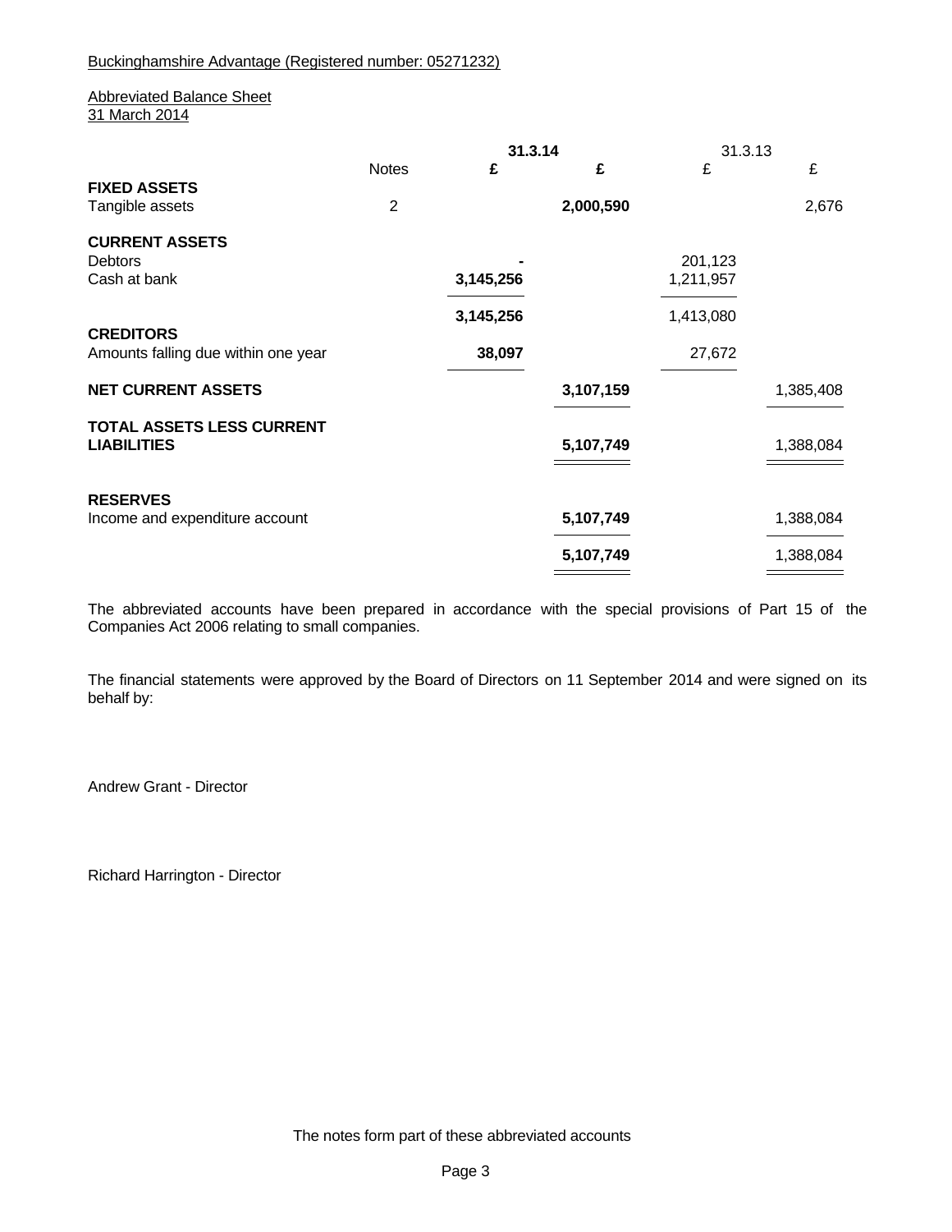Buckinghamshire Advantage (Registered number: 05271232)

Abbreviated Balance Sheet
31 March 2014

| | Notes | 31.3.14 £ | 31.3.14 £ | 31.3.13 £ | 31.3.13 £ |
|---|---|---|---|---|---|
| **FIXED ASSETS** | | | | | |
| Tangible assets | 2 | | **2,000,590** | | 2,676 |
| **CURRENT ASSETS** | | | | | |
| Debtors | | **-** | | 201,123 | |
| Cash at bank | | **3,145,256** | | 1,211,957 | |
| | | **3,145,256** | | 1,413,080 | |
| **CREDITORS** | | | | | |
| Amounts falling due within one year | | **38,097** | | 27,672 | |
| **NET CURRENT ASSETS** | | | **3,107,159** | | 1,385,408 |
| **TOTAL ASSETS LESS CURRENT LIABILITIES** | | | **5,107,749** | | 1,388,084 |
| **RESERVES** | | | | | |
| Income and expenditure account | | | **5,107,749** | | 1,388,084 |
| | | | **5,107,749** | | 1,388,084 |

The abbreviated accounts have been prepared in accordance with the special provisions of Part 15 of the Companies Act 2006 relating to small companies.

The financial statements were approved by the Board of Directors on 11 September 2014 and were signed on its behalf by:

Andrew Grant - Director

Richard Harrington - Director

The notes form part of these abbreviated accounts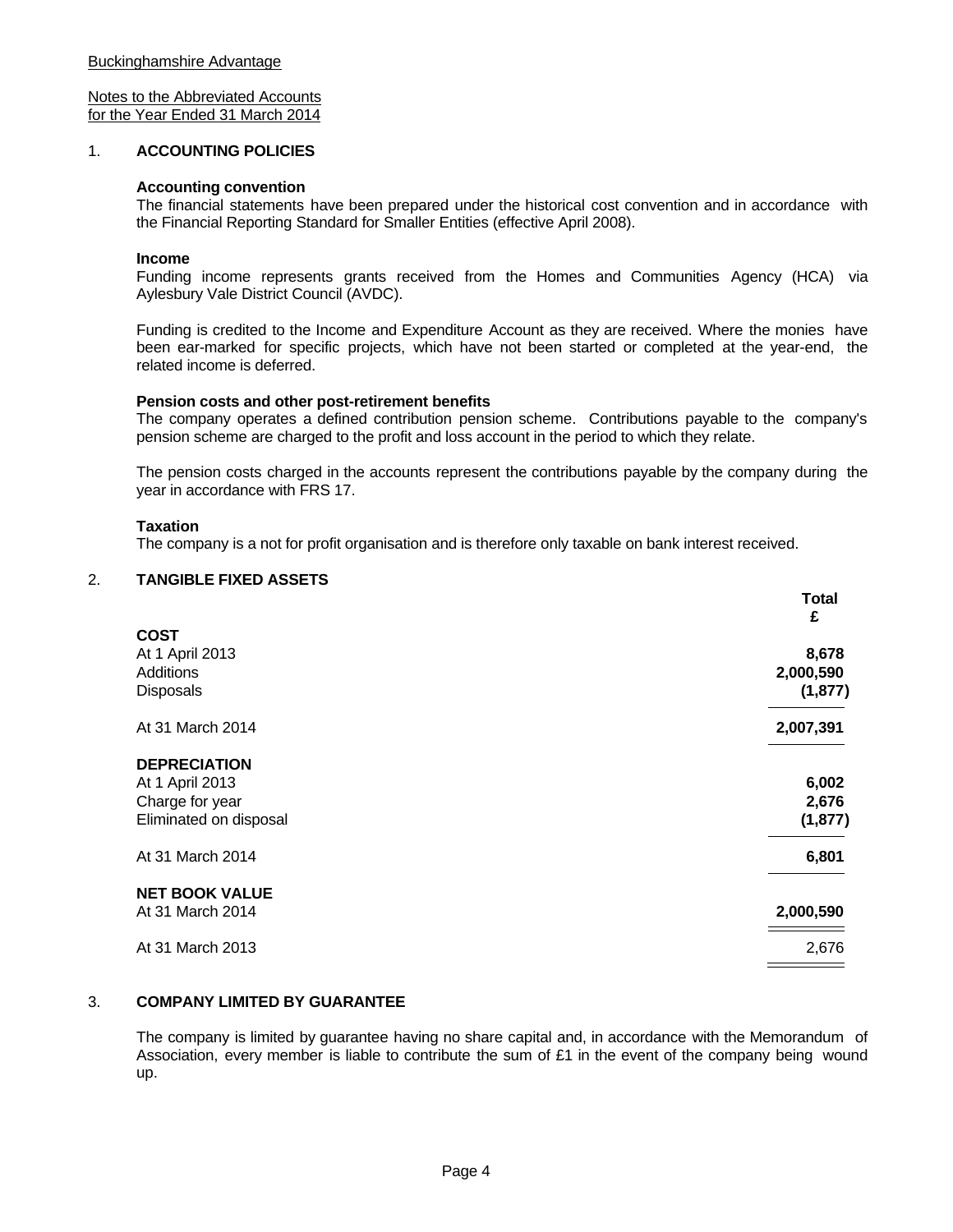Buckinghamshire Advantage

Notes to the Abbreviated Accounts
for the Year Ended 31 March 2014

## 1. ACCOUNTING POLICIES

**Accounting convention**

The financial statements have been prepared under the historical cost convention and in accordance with the Financial Reporting Standard for Smaller Entities (effective April 2008).

**Income**

Funding income represents grants received from the Homes and Communities Agency (HCA) via Aylesbury Vale District Council (AVDC).

Funding is credited to the Income and Expenditure Account as they are received. Where the monies have been ear-marked for specific projects, which have not been started or completed at the year-end, the related income is deferred.

**Pension costs and other post-retirement benefits**

The company operates a defined contribution pension scheme. Contributions payable to the company's pension scheme are charged to the profit and loss account in the period to which they relate.

The pension costs charged in the accounts represent the contributions payable by the company during the year in accordance with FRS 17.

**Taxation**

The company is a not for profit organisation and is therefore only taxable on bank interest received.

## 2. TANGIBLE FIXED ASSETS

| | Total £ |
|---|---|
| **COST** | |
| At 1 April 2013 | **8,678** |
| Additions | **2,000,590** |
| Disposals | **(1,877)** |
| At 31 March 2014 | **2,007,391** |
| **DEPRECIATION** | |
| At 1 April 2013 | **6,002** |
| Charge for year | **2,676** |
| Eliminated on disposal | **(1,877)** |
| At 31 March 2014 | **6,801** |
| **NET BOOK VALUE** | |
| At 31 March 2014 | **2,000,590** |
| At 31 March 2013 | 2,676 |

## 3. COMPANY LIMITED BY GUARANTEE

The company is limited by guarantee having no share capital and, in accordance with the Memorandum of Association, every member is liable to contribute the sum of £1 in the event of the company being wound up.